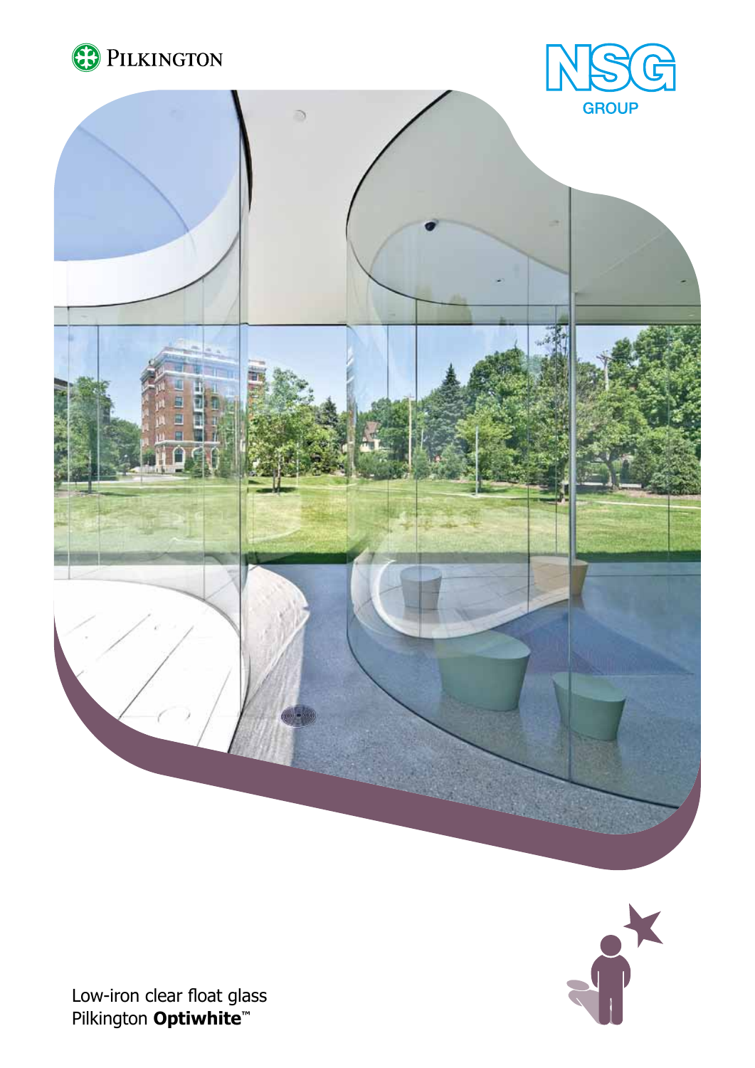PILKINGTON

NSG GROUP

Low-iron clear float glass
Pilkington **Optiwhite**™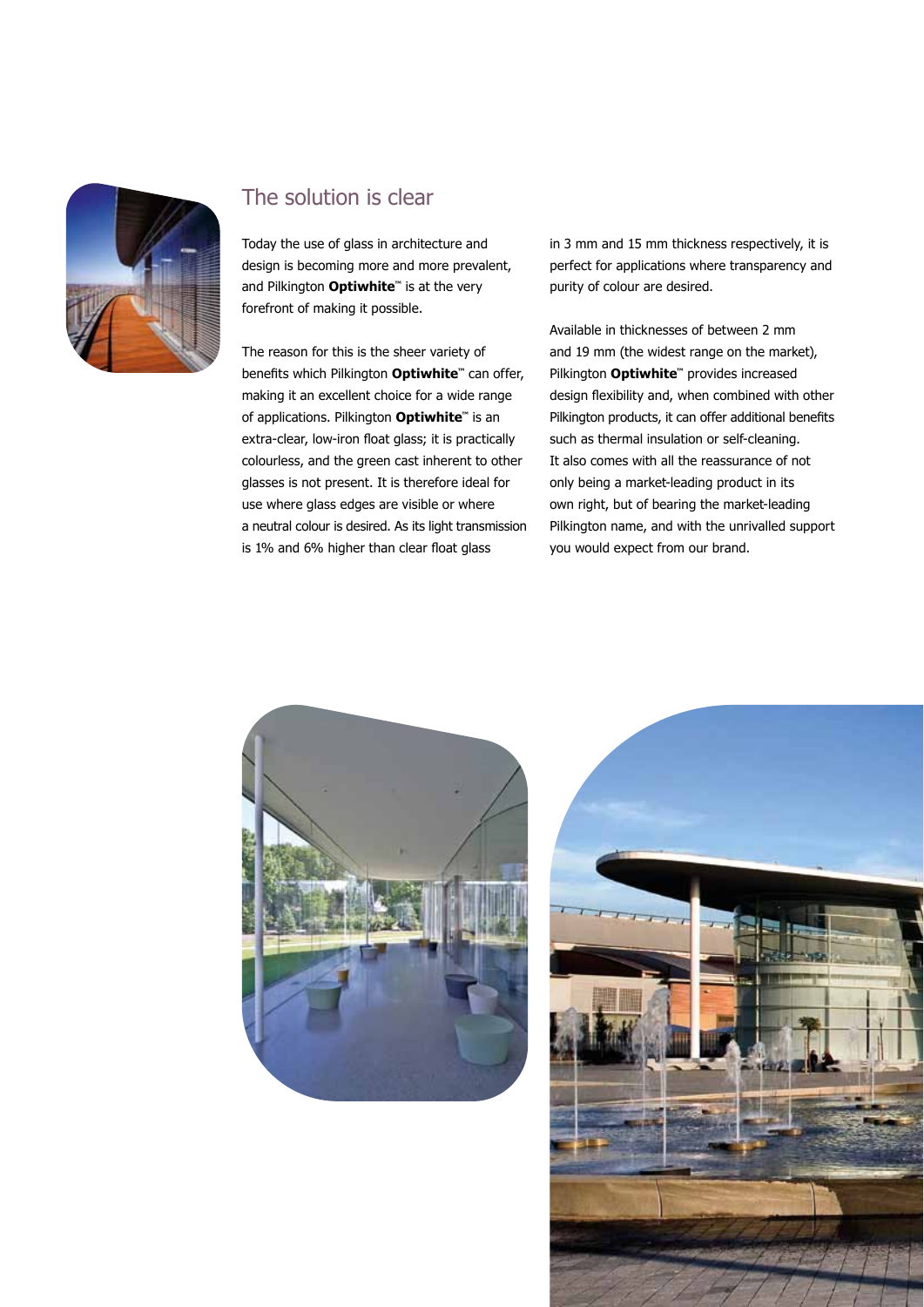## The solution is clear

Today the use of glass in architecture and design is becoming more and more prevalent, and Pilkington **Optiwhite**™ is at the very forefront of making it possible.

The reason for this is the sheer variety of benefits which Pilkington **Optiwhite**™ can offer, making it an excellent choice for a wide range of applications. Pilkington **Optiwhite**™ is an extra-clear, low-iron float glass; it is practically colourless, and the green cast inherent to other glasses is not present. It is therefore ideal for use where glass edges are visible or where a neutral colour is desired. As its light transmission is 1% and 6% higher than clear float glass in 3 mm and 15 mm thickness respectively, it is perfect for applications where transparency and purity of colour are desired.

Available in thicknesses of between 2 mm and 19 mm (the widest range on the market), Pilkington **Optiwhite**™ provides increased design flexibility and, when combined with other Pilkington products, it can offer additional benefits such as thermal insulation or self-cleaning. It also comes with all the reassurance of not only being a market-leading product in its own right, but of bearing the market-leading Pilkington name, and with the unrivalled support you would expect from our brand.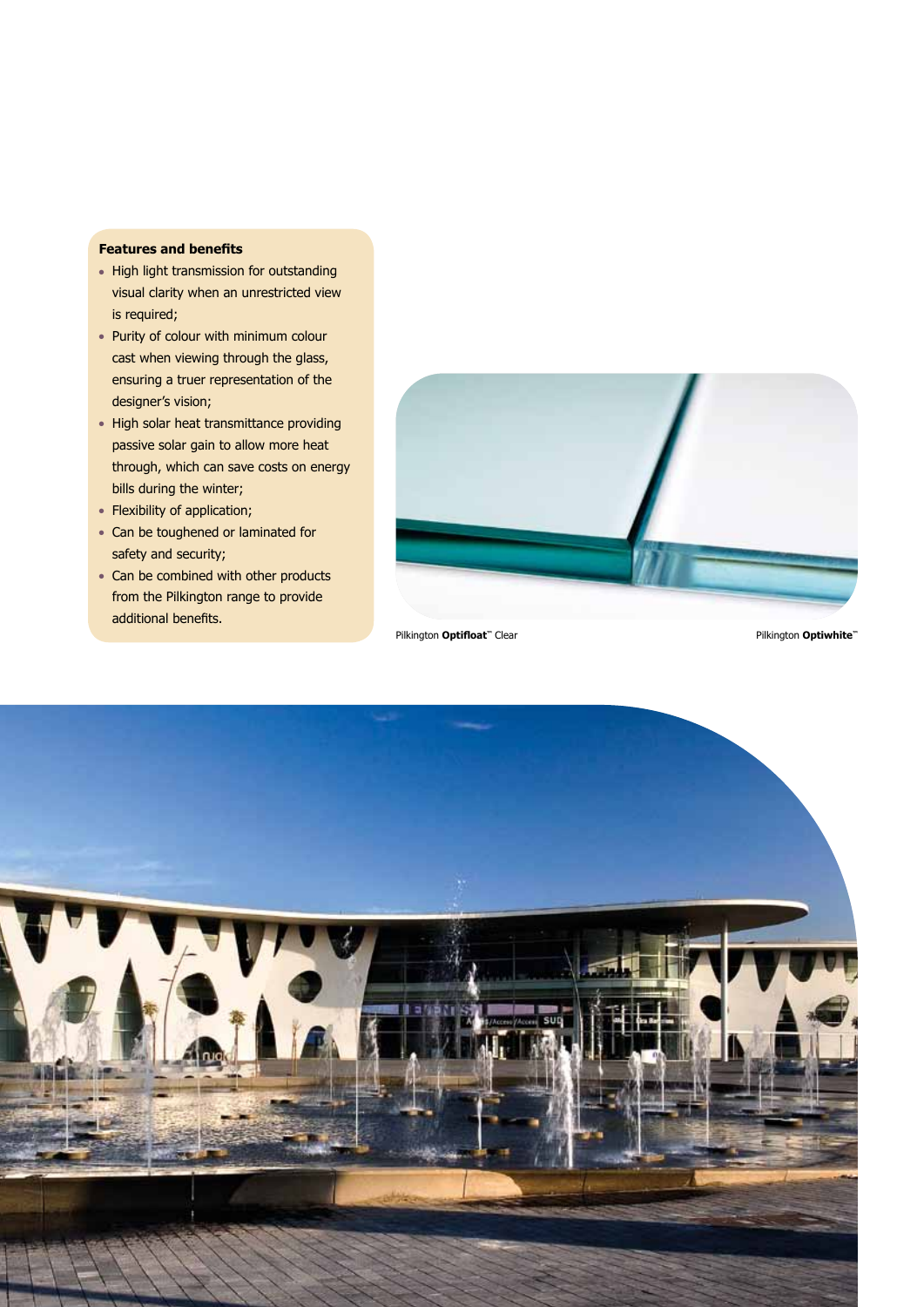**Features and benefits**

- High light transmission for outstanding visual clarity when an unrestricted view is required;
- Purity of colour with minimum colour cast when viewing through the glass, ensuring a truer representation of the designer's vision;
- High solar heat transmittance providing passive solar gain to allow more heat through, which can save costs on energy bills during the winter;
- Flexibility of application;
- Can be toughened or laminated for safety and security;
- Can be combined with other products from the Pilkington range to provide additional benefits.

Pilkington **Optifloat**™ Clear

Pilkington **Optiwhite**™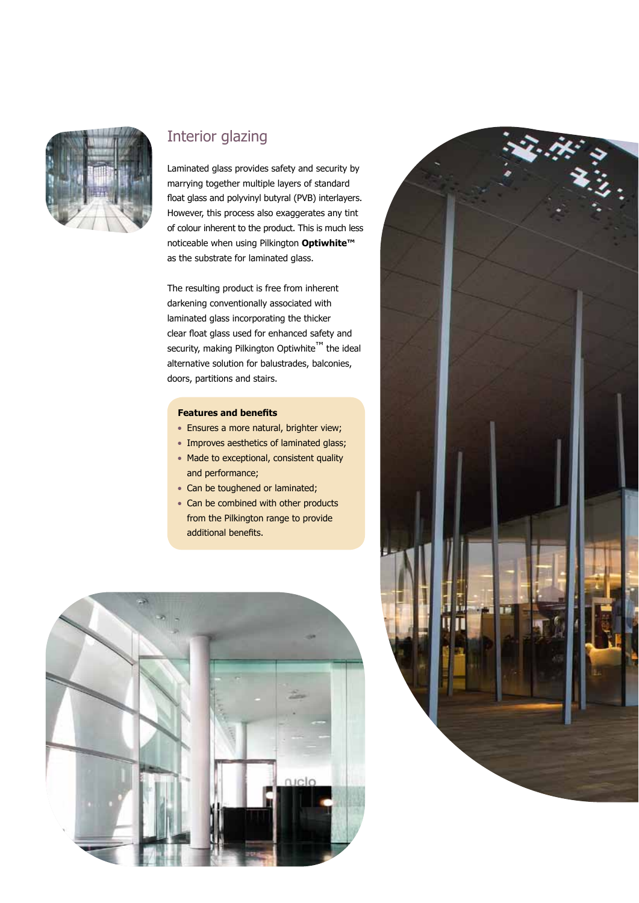## Interior glazing

Laminated glass provides safety and security by marrying together multiple layers of standard float glass and polyvinyl butyral (PVB) interlayers. However, this process also exaggerates any tint of colour inherent to the product. This is much less noticeable when using Pilkington **Optiwhite™** as the substrate for laminated glass.

The resulting product is free from inherent darkening conventionally associated with laminated glass incorporating the thicker clear float glass used for enhanced safety and security, making Pilkington Optiwhite™ the ideal alternative solution for balustrades, balconies, doors, partitions and stairs.

**Features and benefits**

- Ensures a more natural, brighter view;
- Improves aesthetics of laminated glass;
- Made to exceptional, consistent quality and performance;
- Can be toughened or laminated;
- Can be combined with other products from the Pilkington range to provide additional benefits.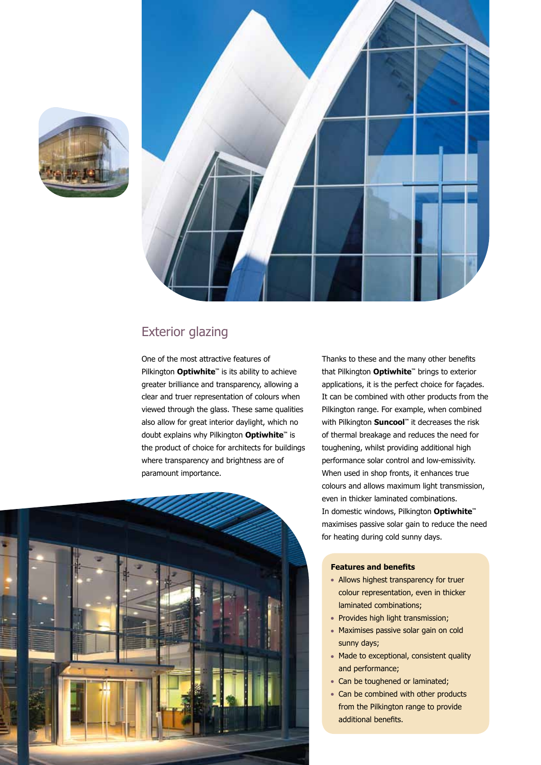## Exterior glazing

One of the most attractive features of Pilkington **Optiwhite**™ is its ability to achieve greater brilliance and transparency, allowing a clear and truer representation of colours when viewed through the glass. These same qualities also allow for great interior daylight, which no doubt explains why Pilkington **Optiwhite**™ is the product of choice for architects for buildings where transparency and brightness are of paramount importance.

Thanks to these and the many other benefits that Pilkington **Optiwhite**™ brings to exterior applications, it is the perfect choice for façades. It can be combined with other products from the Pilkington range. For example, when combined with Pilkington **Suncool**™ it decreases the risk of thermal breakage and reduces the need for toughening, whilst providing additional high performance solar control and low-emissivity. When used in shop fronts, it enhances true colours and allows maximum light transmission, even in thicker laminated combinations. In domestic windows, Pilkington **Optiwhite**™ maximises passive solar gain to reduce the need for heating during cold sunny days.

**Features and benefits**

- Allows highest transparency for truer colour representation, even in thicker laminated combinations;
- Provides high light transmission;
- Maximises passive solar gain on cold sunny days;
- Made to exceptional, consistent quality and performance;
- Can be toughened or laminated;
- Can be combined with other products from the Pilkington range to provide additional benefits.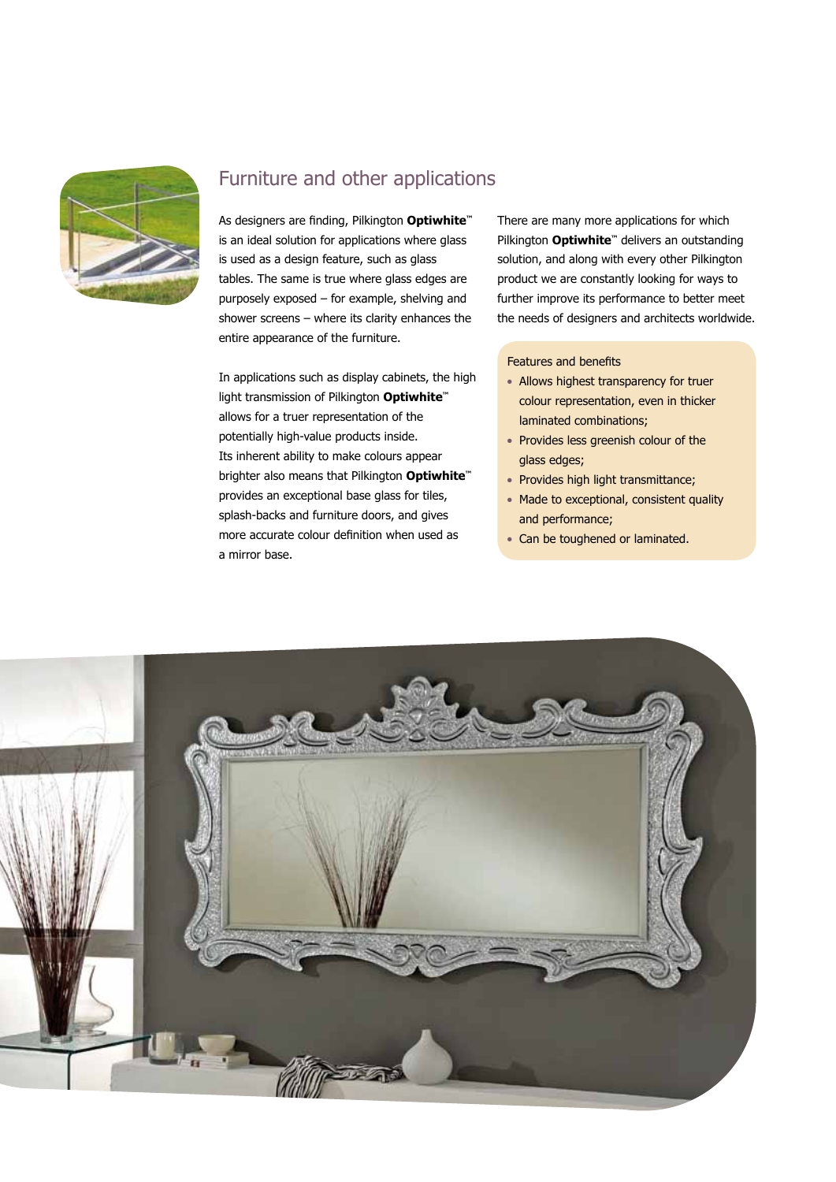## Furniture and other applications

As designers are finding, Pilkington **Optiwhite**™ is an ideal solution for applications where glass is used as a design feature, such as glass tables. The same is true where glass edges are purposely exposed – for example, shelving and shower screens – where its clarity enhances the entire appearance of the furniture.

In applications such as display cabinets, the high light transmission of Pilkington **Optiwhite**™ allows for a truer representation of the potentially high-value products inside. Its inherent ability to make colours appear brighter also means that Pilkington **Optiwhite**™ provides an exceptional base glass for tiles, splash-backs and furniture doors, and gives more accurate colour definition when used as a mirror base.

There are many more applications for which Pilkington **Optiwhite**™ delivers an outstanding solution, and along with every other Pilkington product we are constantly looking for ways to further improve its performance to better meet the needs of designers and architects worldwide.

Features and benefits

- Allows highest transparency for truer colour representation, even in thicker laminated combinations;
- Provides less greenish colour of the glass edges;
- Provides high light transmittance;
- Made to exceptional, consistent quality and performance;
- Can be toughened or laminated.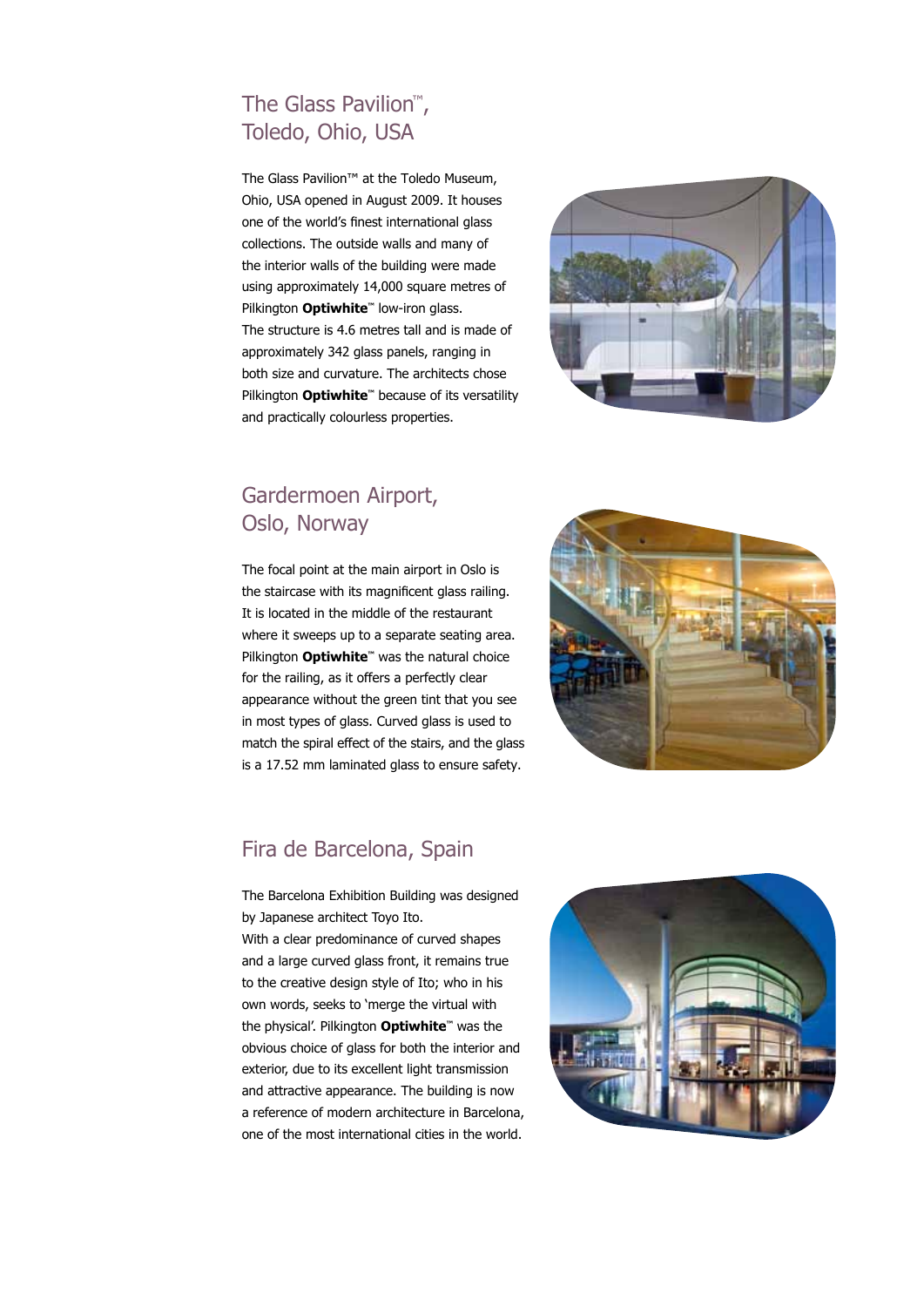## The Glass Pavilion™, Toledo, Ohio, USA

The Glass Pavilion™ at the Toledo Museum, Ohio, USA opened in August 2009. It houses one of the world's finest international glass collections. The outside walls and many of the interior walls of the building were made using approximately 14,000 square metres of Pilkington **Optiwhite**™ low-iron glass. The structure is 4.6 metres tall and is made of approximately 342 glass panels, ranging in both size and curvature. The architects chose Pilkington **Optiwhite**™ because of its versatility and practically colourless properties.

## Gardermoen Airport, Oslo, Norway

The focal point at the main airport in Oslo is the staircase with its magnificent glass railing. It is located in the middle of the restaurant where it sweeps up to a separate seating area. Pilkington **Optiwhite**™ was the natural choice for the railing, as it offers a perfectly clear appearance without the green tint that you see in most types of glass. Curved glass is used to match the spiral effect of the stairs, and the glass is a 17.52 mm laminated glass to ensure safety.

## Fira de Barcelona, Spain

The Barcelona Exhibition Building was designed by Japanese architect Toyo Ito. With a clear predominance of curved shapes and a large curved glass front, it remains true to the creative design style of Ito; who in his own words, seeks to 'merge the virtual with the physical'. Pilkington **Optiwhite**™ was the obvious choice of glass for both the interior and exterior, due to its excellent light transmission and attractive appearance. The building is now a reference of modern architecture in Barcelona, one of the most international cities in the world.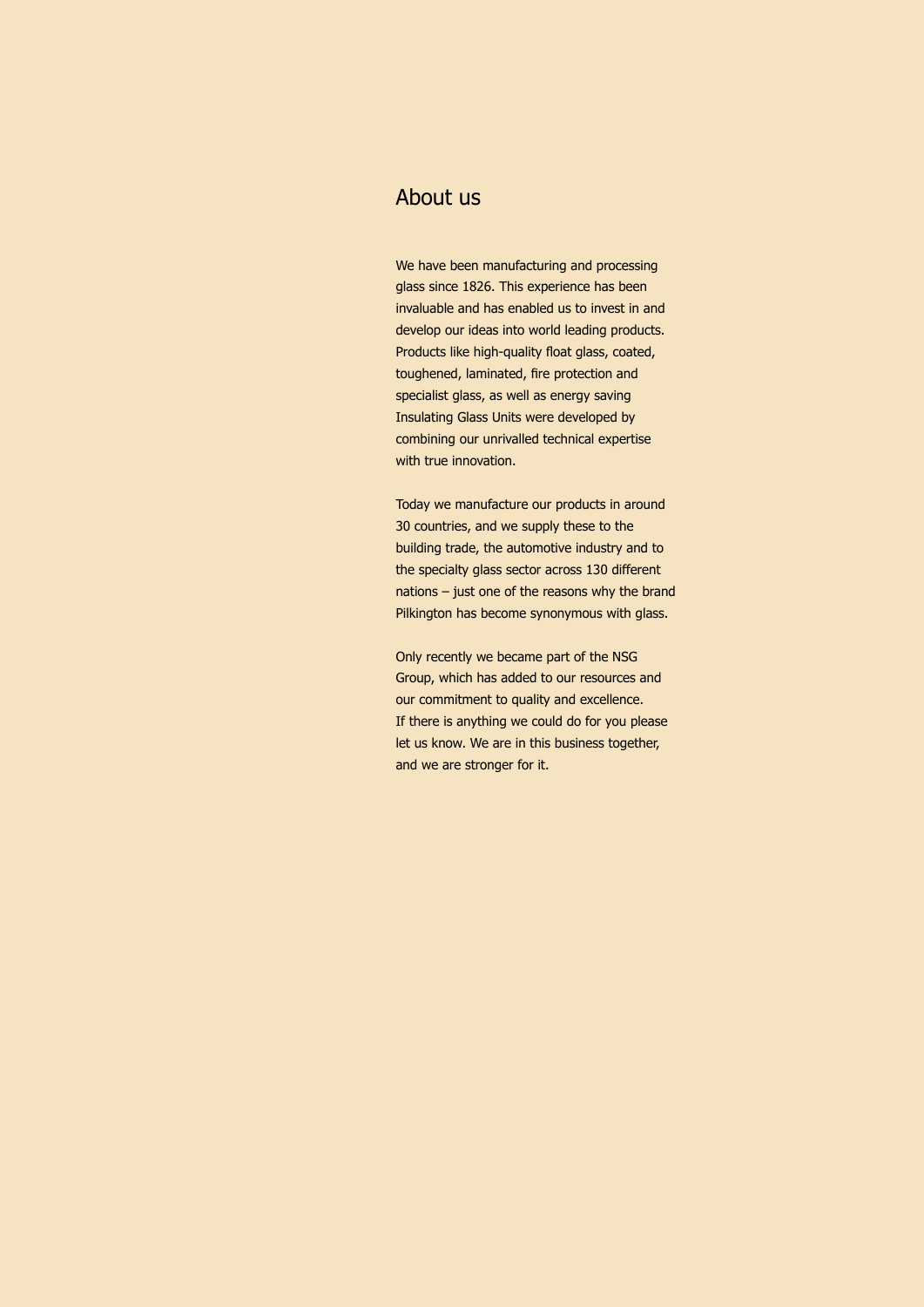# About us

We have been manufacturing and processing glass since 1826. This experience has been invaluable and has enabled us to invest in and develop our ideas into world leading products. Products like high-quality float glass, coated, toughened, laminated, fire protection and specialist glass, as well as energy saving Insulating Glass Units were developed by combining our unrivalled technical expertise with true innovation.

Today we manufacture our products in around 30 countries, and we supply these to the building trade, the automotive industry and to the specialty glass sector across 130 different nations – just one of the reasons why the brand Pilkington has become synonymous with glass.

Only recently we became part of the NSG Group, which has added to our resources and our commitment to quality and excellence.
If there is anything we could do for you please let us know. We are in this business together, and we are stronger for it.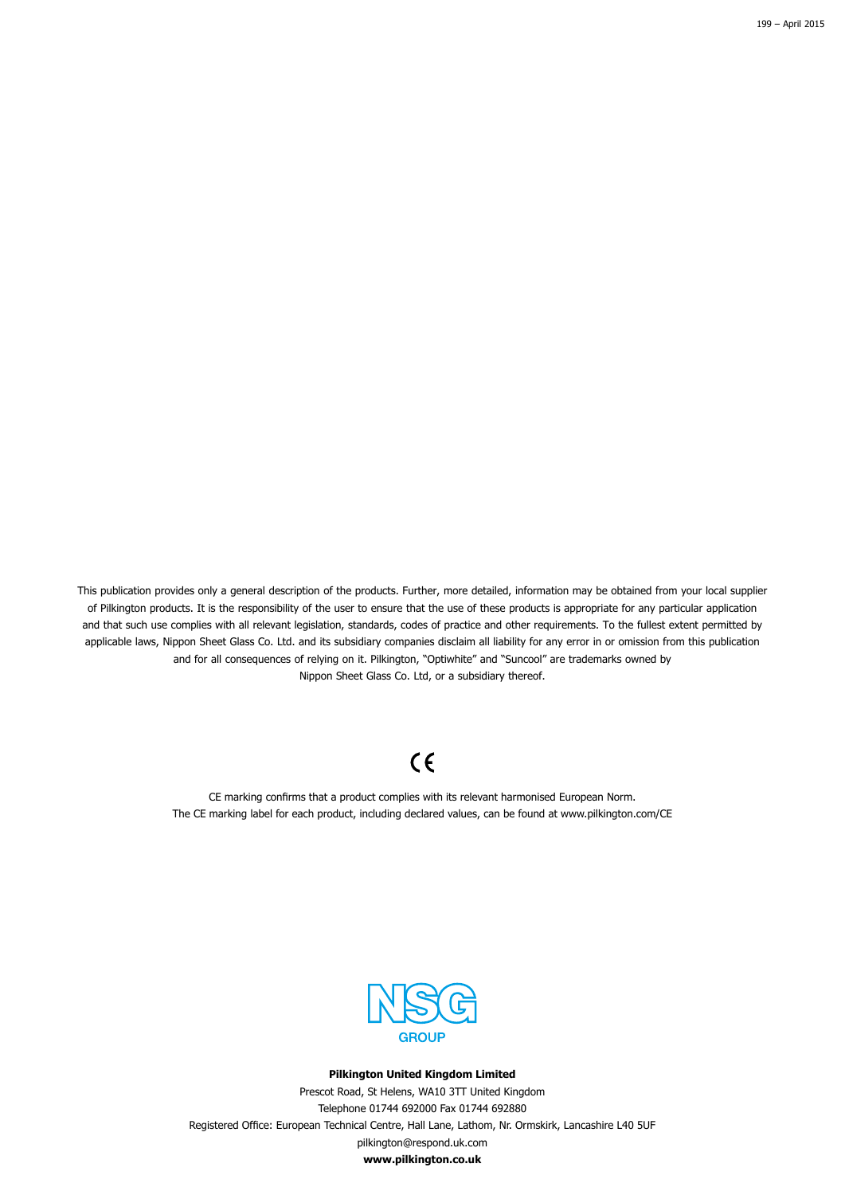This publication provides only a general description of the products. Further, more detailed, information may be obtained from your local supplier of Pilkington products. It is the responsibility of the user to ensure that the use of these products is appropriate for any particular application and that such use complies with all relevant legislation, standards, codes of practice and other requirements. To the fullest extent permitted by applicable laws, Nippon Sheet Glass Co. Ltd. and its subsidiary companies disclaim all liability for any error in or omission from this publication and for all consequences of relying on it. Pilkington, "Optiwhite" and "Suncool" are trademarks owned by Nippon Sheet Glass Co. Ltd, or a subsidiary thereof.

CE

CE marking confirms that a product complies with its relevant harmonised European Norm.
The CE marking label for each product, including declared values, can be found at www.pilkington.com/CE

NSG GROUP

**Pilkington United Kingdom Limited**

Prescot Road, St Helens, WA10 3TT United Kingdom

Telephone 01744 692000 Fax 01744 692880

Registered Office: European Technical Centre, Hall Lane, Lathom, Nr. Ormskirk, Lancashire L40 5UF

pilkington@respond.uk.com

**www.pilkington.co.uk**

199 – April 2015